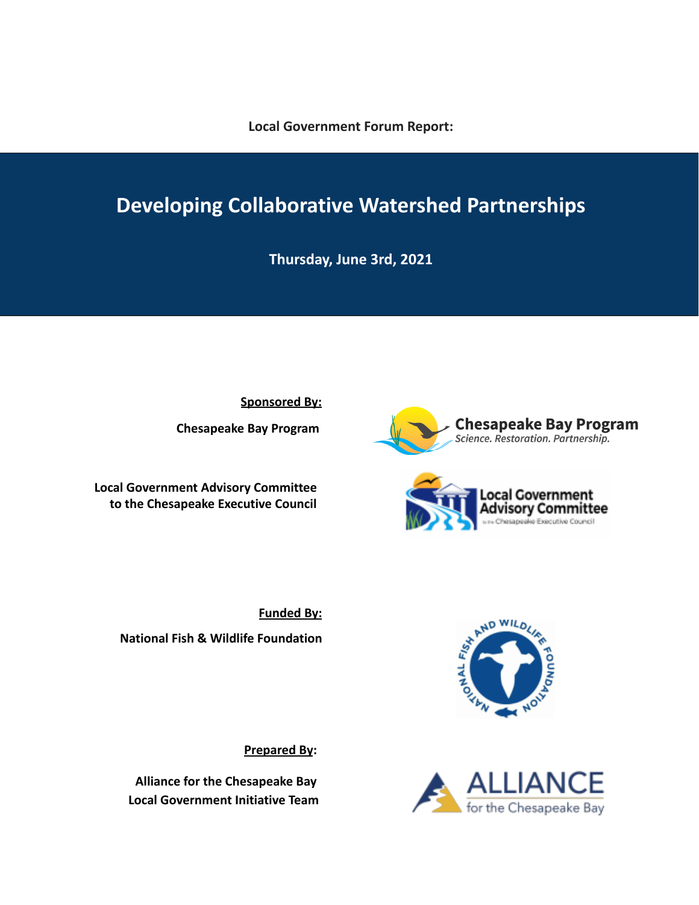**Local Government Forum Report:**

# Developing Collaborative Watershed Partnerships

**Thursday, June 3rd, 2021**

**Sponsored By:**

**Chesapeake Bay Program**

Chesapeake Bay Program
*Science. Restoration. Partnership.*

**Local Government Advisory Committee to the Chesapeake Executive Council**

**Funded By:**

**National Fish & Wildlife Foundation**

**Prepared By:**

**Alliance for the Chesapeake Bay Local Government Initiative Team**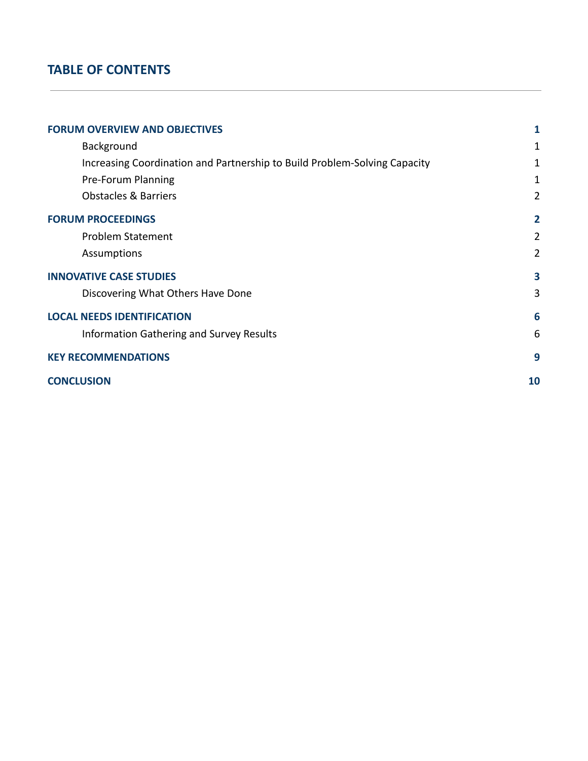## TABLE OF CONTENTS

---

| | |
|---|---|
| **FORUM OVERVIEW AND OBJECTIVES** | **1** |
| Background | 1 |
| Increasing Coordination and Partnership to Build Problem-Solving Capacity | 1 |
| Pre-Forum Planning | 1 |
| Obstacles & Barriers | 2 |
| **FORUM PROCEEDINGS** | **2** |
| Problem Statement | 2 |
| Assumptions | 2 |
| **INNOVATIVE CASE STUDIES** | **3** |
| Discovering What Others Have Done | 3 |
| **LOCAL NEEDS IDENTIFICATION** | **6** |
| Information Gathering and Survey Results | 6 |
| **KEY RECOMMENDATIONS** | **9** |
| **CONCLUSION** | **10** |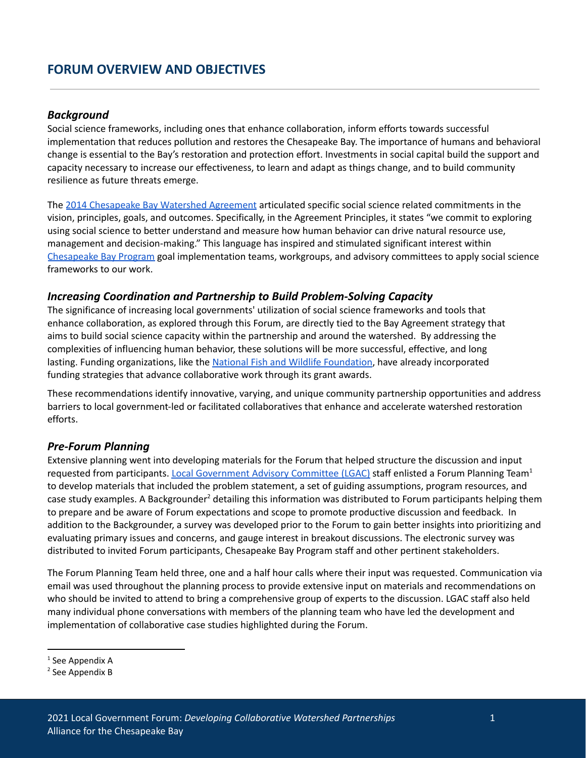## FORUM OVERVIEW AND OBJECTIVES

### *Background*

Social science frameworks, including ones that enhance collaboration, inform efforts towards successful implementation that reduces pollution and restores the Chesapeake Bay. The importance of humans and behavioral change is essential to the Bay's restoration and protection effort. Investments in social capital build the support and capacity necessary to increase our effectiveness, to learn and adapt as things change, and to build community resilience as future threats emerge.

The 2014 Chesapeake Bay Watershed Agreement articulated specific social science related commitments in the vision, principles, goals, and outcomes. Specifically, in the Agreement Principles, it states "we commit to exploring using social science to better understand and measure how human behavior can drive natural resource use, management and decision-making." This language has inspired and stimulated significant interest within Chesapeake Bay Program goal implementation teams, workgroups, and advisory committees to apply social science frameworks to our work.

### *Increasing Coordination and Partnership to Build Problem-Solving Capacity*

The significance of increasing local governments' utilization of social science frameworks and tools that enhance collaboration, as explored through this Forum, are directly tied to the Bay Agreement strategy that aims to build social science capacity within the partnership and around the watershed. By addressing the complexities of influencing human behavior, these solutions will be more successful, effective, and long lasting. Funding organizations, like the National Fish and Wildlife Foundation, have already incorporated funding strategies that advance collaborative work through its grant awards.

These recommendations identify innovative, varying, and unique community partnership opportunities and address barriers to local government-led or facilitated collaboratives that enhance and accelerate watershed restoration efforts.

### *Pre-Forum Planning*

Extensive planning went into developing materials for the Forum that helped structure the discussion and input requested from participants. Local Government Advisory Committee (LGAC) staff enlisted a Forum Planning Team[1] to develop materials that included the problem statement, a set of guiding assumptions, program resources, and case study examples. A Backgrounder[2] detailing this information was distributed to Forum participants helping them to prepare and be aware of Forum expectations and scope to promote productive discussion and feedback. In addition to the Backgrounder, a survey was developed prior to the Forum to gain better insights into prioritizing and evaluating primary issues and concerns, and gauge interest in breakout discussions. The electronic survey was distributed to invited Forum participants, Chesapeake Bay Program staff and other pertinent stakeholders.

The Forum Planning Team held three, one and a half hour calls where their input was requested. Communication via email was used throughout the planning process to provide extensive input on materials and recommendations on who should be invited to attend to bring a comprehensive group of experts to the discussion. LGAC staff also held many individual phone conversations with members of the planning team who have led the development and implementation of collaborative case studies highlighted during the Forum.

---

[1] See Appendix A

[2] See Appendix B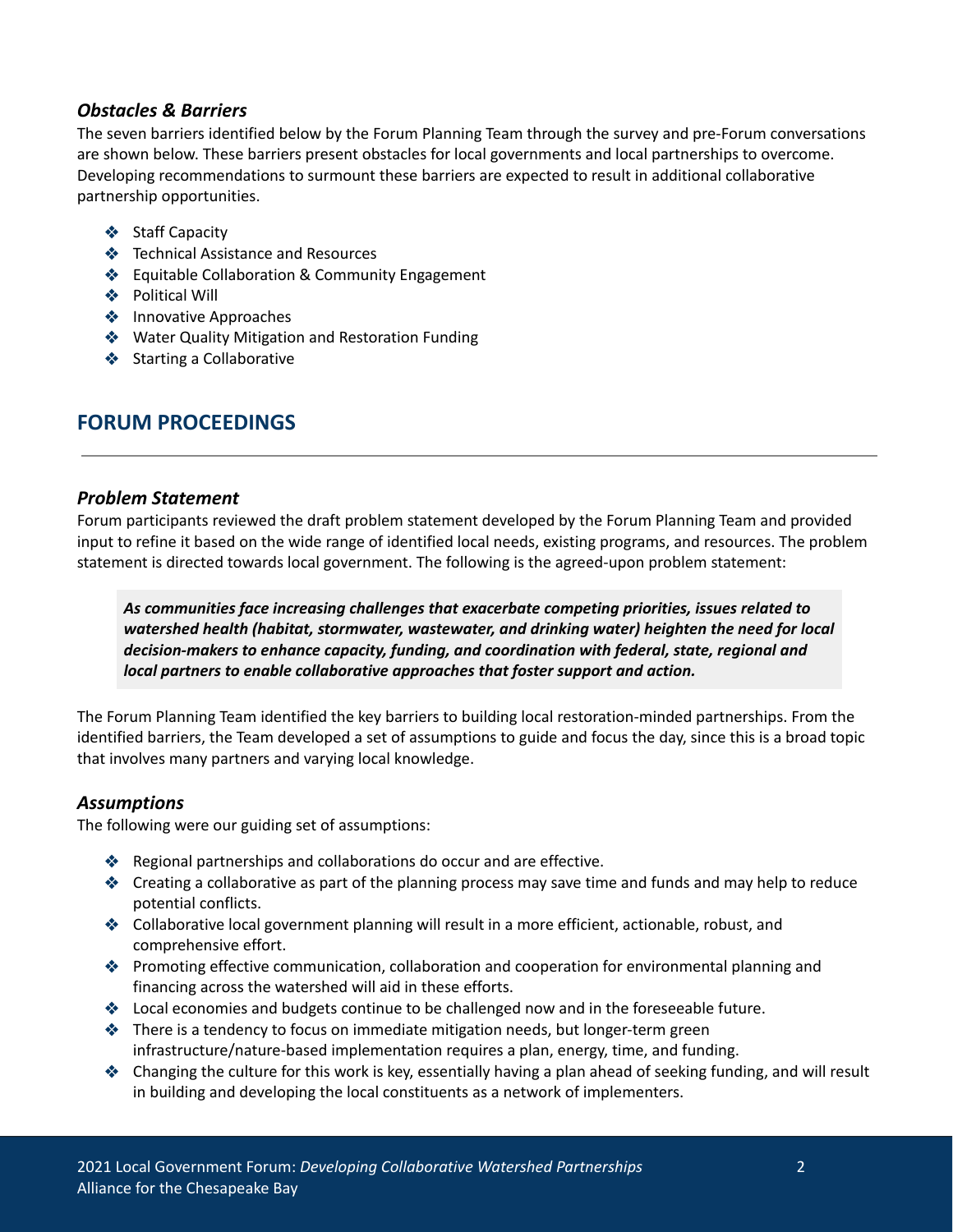### *Obstacles & Barriers*

The seven barriers identified below by the Forum Planning Team through the survey and pre-Forum conversations are shown below. These barriers present obstacles for local governments and local partnerships to overcome. Developing recommendations to surmount these barriers are expected to result in additional collaborative partnership opportunities.

- Staff Capacity
- Technical Assistance and Resources
- Equitable Collaboration & Community Engagement
- Political Will
- Innovative Approaches
- Water Quality Mitigation and Restoration Funding
- Starting a Collaborative

## FORUM PROCEEDINGS

### *Problem Statement*

Forum participants reviewed the draft problem statement developed by the Forum Planning Team and provided input to refine it based on the wide range of identified local needs, existing programs, and resources. The problem statement is directed towards local government. The following is the agreed-upon problem statement:

> ***As communities face increasing challenges that exacerbate competing priorities, issues related to watershed health (habitat, stormwater, wastewater, and drinking water) heighten the need for local decision-makers to enhance capacity, funding, and coordination with federal, state, regional and local partners to enable collaborative approaches that foster support and action.***

The Forum Planning Team identified the key barriers to building local restoration-minded partnerships. From the identified barriers, the Team developed a set of assumptions to guide and focus the day, since this is a broad topic that involves many partners and varying local knowledge.

### *Assumptions*

The following were our guiding set of assumptions:

- Regional partnerships and collaborations do occur and are effective.
- Creating a collaborative as part of the planning process may save time and funds and may help to reduce potential conflicts.
- Collaborative local government planning will result in a more efficient, actionable, robust, and comprehensive effort.
- Promoting effective communication, collaboration and cooperation for environmental planning and financing across the watershed will aid in these efforts.
- Local economies and budgets continue to be challenged now and in the foreseeable future.
- There is a tendency to focus on immediate mitigation needs, but longer-term green infrastructure/nature-based implementation requires a plan, energy, time, and funding.
- Changing the culture for this work is key, essentially having a plan ahead of seeking funding, and will result in building and developing the local constituents as a network of implementers.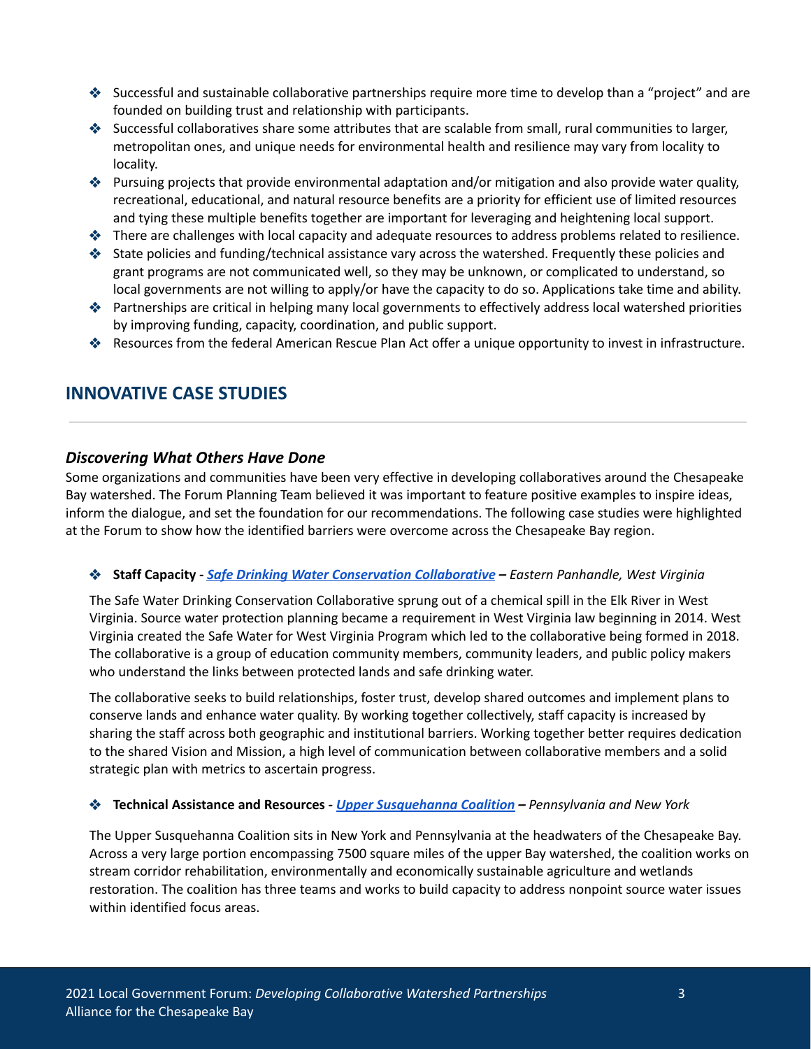- Successful and sustainable collaborative partnerships require more time to develop than a "project" and are founded on building trust and relationship with participants.
- Successful collaboratives share some attributes that are scalable from small, rural communities to larger, metropolitan ones, and unique needs for environmental health and resilience may vary from locality to locality.
- Pursuing projects that provide environmental adaptation and/or mitigation and also provide water quality, recreational, educational, and natural resource benefits are a priority for efficient use of limited resources and tying these multiple benefits together are important for leveraging and heightening local support.
- There are challenges with local capacity and adequate resources to address problems related to resilience.
- State policies and funding/technical assistance vary across the watershed. Frequently these policies and grant programs are not communicated well, so they may be unknown, or complicated to understand, so local governments are not willing to apply/or have the capacity to do so. Applications take time and ability.
- Partnerships are critical in helping many local governments to effectively address local watershed priorities by improving funding, capacity, coordination, and public support.
- Resources from the federal American Rescue Plan Act offer a unique opportunity to invest in infrastructure.

## INNOVATIVE CASE STUDIES

### *Discovering What Others Have Done*

Some organizations and communities have been very effective in developing collaboratives around the Chesapeake Bay watershed. The Forum Planning Team believed it was important to feature positive examples to inspire ideas, inform the dialogue, and set the foundation for our recommendations. The following case studies were highlighted at the Forum to show how the identified barriers were overcome across the Chesapeake Bay region.

- **Staff Capacity -** ***Safe Drinking Water Conservation Collaborative*** **–** *Eastern Panhandle, West Virginia*

  The Safe Water Drinking Conservation Collaborative sprung out of a chemical spill in the Elk River in West Virginia. Source water protection planning became a requirement in West Virginia law beginning in 2014. West Virginia created the Safe Water for West Virginia Program which led to the collaborative being formed in 2018. The collaborative is a group of education community members, community leaders, and public policy makers who understand the links between protected lands and safe drinking water.

  The collaborative seeks to build relationships, foster trust, develop shared outcomes and implement plans to conserve lands and enhance water quality. By working together collectively, staff capacity is increased by sharing the staff across both geographic and institutional barriers. Working together better requires dedication to the shared Vision and Mission, a high level of communication between collaborative members and a solid strategic plan with metrics to ascertain progress.

- **Technical Assistance and Resources -** ***Upper Susquehanna Coalition*** **–** *Pennsylvania and New York*

  The Upper Susquehanna Coalition sits in New York and Pennsylvania at the headwaters of the Chesapeake Bay. Across a very large portion encompassing 7500 square miles of the upper Bay watershed, the coalition works on stream corridor rehabilitation, environmentally and economically sustainable agriculture and wetlands restoration. The coalition has three teams and works to build capacity to address nonpoint source water issues within identified focus areas.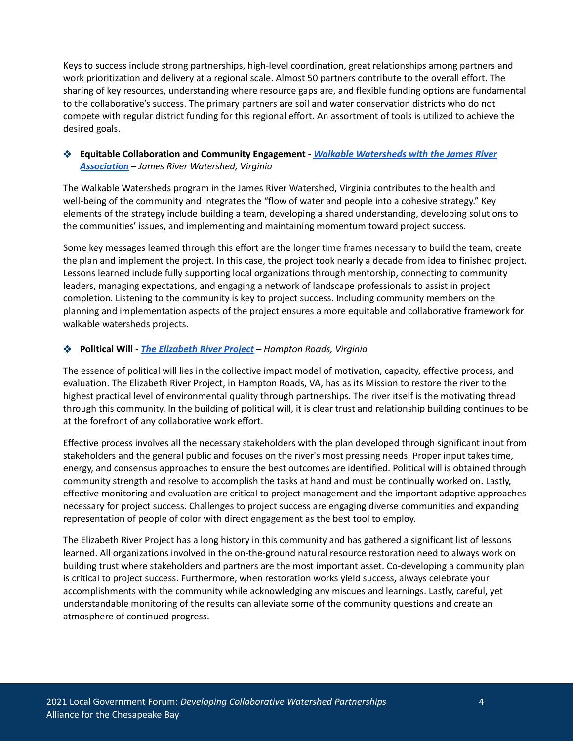Keys to success include strong partnerships, high-level coordination, great relationships among partners and work prioritization and delivery at a regional scale. Almost 50 partners contribute to the overall effort. The sharing of key resources, understanding where resource gaps are, and flexible funding options are fundamental to the collaborative's success. The primary partners are soil and water conservation districts who do not compete with regular district funding for this regional effort. An assortment of tools is utilized to achieve the desired goals.

❖ **Equitable Collaboration and Community Engagement -** ***Walkable Watersheds with the James River Association*** ***–*** *James River Watershed, Virginia*

The Walkable Watersheds program in the James River Watershed, Virginia contributes to the health and well-being of the community and integrates the "flow of water and people into a cohesive strategy." Key elements of the strategy include building a team, developing a shared understanding, developing solutions to the communities' issues, and implementing and maintaining momentum toward project success.

Some key messages learned through this effort are the longer time frames necessary to build the team, create the plan and implement the project. In this case, the project took nearly a decade from idea to finished project. Lessons learned include fully supporting local organizations through mentorship, connecting to community leaders, managing expectations, and engaging a network of landscape professionals to assist in project completion. Listening to the community is key to project success. Including community members on the planning and implementation aspects of the project ensures a more equitable and collaborative framework for walkable watersheds projects.

❖ **Political Will -** ***The Elizabeth River Project*** ***–*** *Hampton Roads, Virginia*

The essence of political will lies in the collective impact model of motivation, capacity, effective process, and evaluation. The Elizabeth River Project, in Hampton Roads, VA, has as its Mission to restore the river to the highest practical level of environmental quality through partnerships. The river itself is the motivating thread through this community. In the building of political will, it is clear trust and relationship building continues to be at the forefront of any collaborative work effort.

Effective process involves all the necessary stakeholders with the plan developed through significant input from stakeholders and the general public and focuses on the river's most pressing needs. Proper input takes time, energy, and consensus approaches to ensure the best outcomes are identified. Political will is obtained through community strength and resolve to accomplish the tasks at hand and must be continually worked on. Lastly, effective monitoring and evaluation are critical to project management and the important adaptive approaches necessary for project success. Challenges to project success are engaging diverse communities and expanding representation of people of color with direct engagement as the best tool to employ.

The Elizabeth River Project has a long history in this community and has gathered a significant list of lessons learned. All organizations involved in the on-the-ground natural resource restoration need to always work on building trust where stakeholders and partners are the most important asset. Co-developing a community plan is critical to project success. Furthermore, when restoration works yield success, always celebrate your accomplishments with the community while acknowledging any miscues and learnings. Lastly, careful, yet understandable monitoring of the results can alleviate some of the community questions and create an atmosphere of continued progress.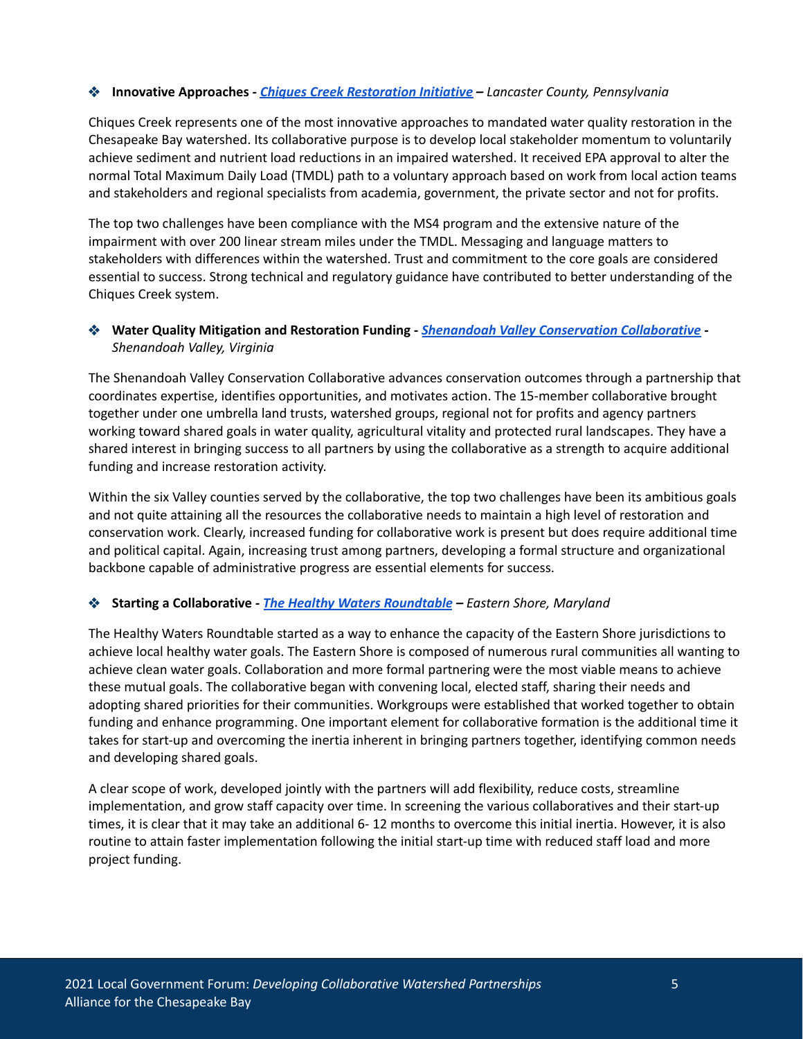❖ **Innovative Approaches -** ***Chiques Creek Restoration Initiative*** **–** *Lancaster County, Pennsylvania*

Chiques Creek represents one of the most innovative approaches to mandated water quality restoration in the Chesapeake Bay watershed. Its collaborative purpose is to develop local stakeholder momentum to voluntarily achieve sediment and nutrient load reductions in an impaired watershed. It received EPA approval to alter the normal Total Maximum Daily Load (TMDL) path to a voluntary approach based on work from local action teams and stakeholders and regional specialists from academia, government, the private sector and not for profits.

The top two challenges have been compliance with the MS4 program and the extensive nature of the impairment with over 200 linear stream miles under the TMDL. Messaging and language matters to stakeholders with differences within the watershed. Trust and commitment to the core goals are considered essential to success. Strong technical and regulatory guidance have contributed to better understanding of the Chiques Creek system.

❖ **Water Quality Mitigation and Restoration Funding -** ***Shenandoah Valley Conservation Collaborative*** **-** *Shenandoah Valley, Virginia*

The Shenandoah Valley Conservation Collaborative advances conservation outcomes through a partnership that coordinates expertise, identifies opportunities, and motivates action. The 15-member collaborative brought together under one umbrella land trusts, watershed groups, regional not for profits and agency partners working toward shared goals in water quality, agricultural vitality and protected rural landscapes. They have a shared interest in bringing success to all partners by using the collaborative as a strength to acquire additional funding and increase restoration activity.

Within the six Valley counties served by the collaborative, the top two challenges have been its ambitious goals and not quite attaining all the resources the collaborative needs to maintain a high level of restoration and conservation work. Clearly, increased funding for collaborative work is present but does require additional time and political capital. Again, increasing trust among partners, developing a formal structure and organizational backbone capable of administrative progress are essential elements for success.

❖ **Starting a Collaborative -** ***The Healthy Waters Roundtable*** **–** *Eastern Shore, Maryland*

The Healthy Waters Roundtable started as a way to enhance the capacity of the Eastern Shore jurisdictions to achieve local healthy water goals. The Eastern Shore is composed of numerous rural communities all wanting to achieve clean water goals. Collaboration and more formal partnering were the most viable means to achieve these mutual goals. The collaborative began with convening local, elected staff, sharing their needs and adopting shared priorities for their communities. Workgroups were established that worked together to obtain funding and enhance programming. One important element for collaborative formation is the additional time it takes for start-up and overcoming the inertia inherent in bringing partners together, identifying common needs and developing shared goals.

A clear scope of work, developed jointly with the partners will add flexibility, reduce costs, streamline implementation, and grow staff capacity over time. In screening the various collaboratives and their start-up times, it is clear that it may take an additional 6- 12 months to overcome this initial inertia. However, it is also routine to attain faster implementation following the initial start-up time with reduced staff load and more project funding.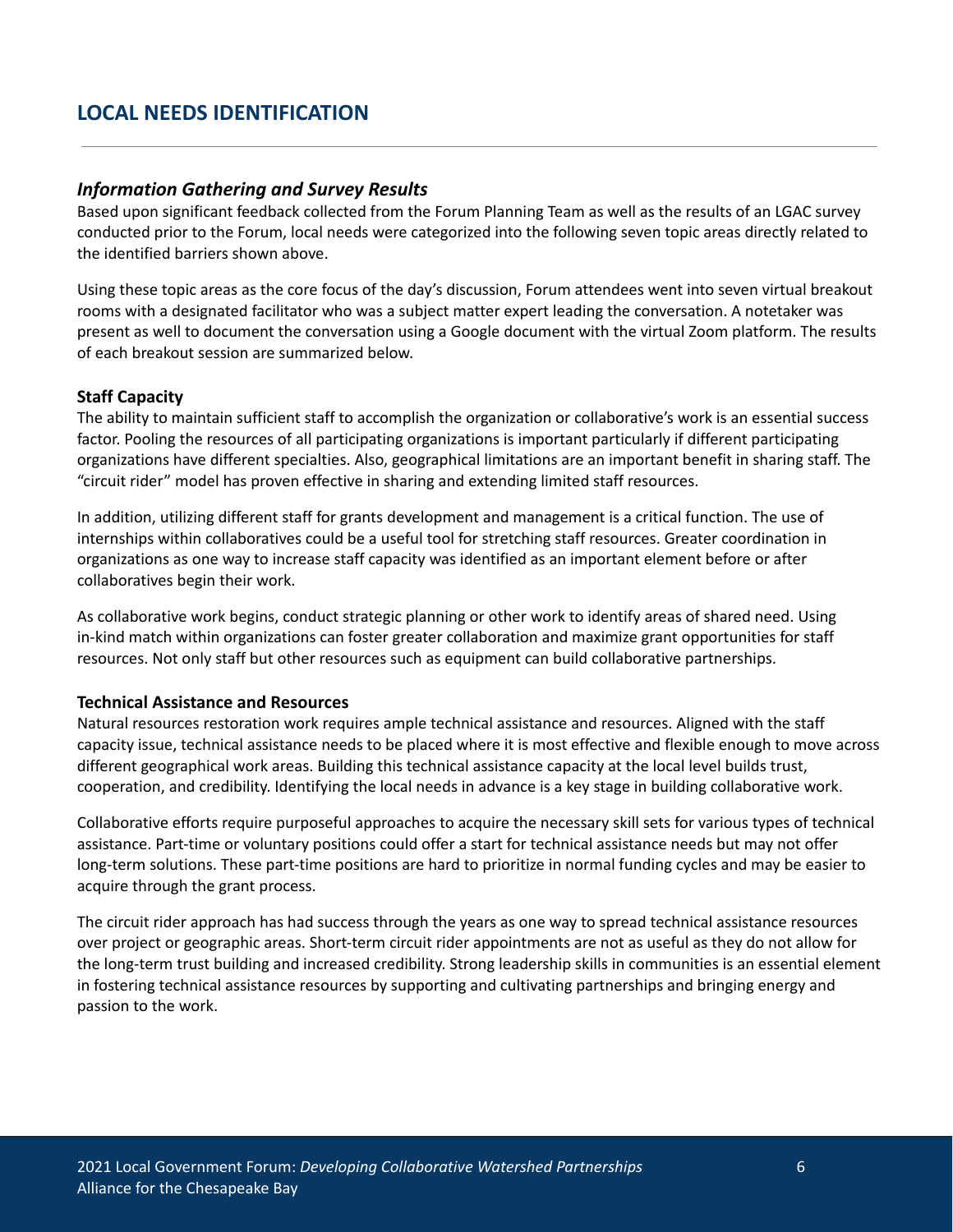## LOCAL NEEDS IDENTIFICATION

### *Information Gathering and Survey Results*

Based upon significant feedback collected from the Forum Planning Team as well as the results of an LGAC survey conducted prior to the Forum, local needs were categorized into the following seven topic areas directly related to the identified barriers shown above.

Using these topic areas as the core focus of the day's discussion, Forum attendees went into seven virtual breakout rooms with a designated facilitator who was a subject matter expert leading the conversation. A notetaker was present as well to document the conversation using a Google document with the virtual Zoom platform. The results of each breakout session are summarized below.

**Staff Capacity**

The ability to maintain sufficient staff to accomplish the organization or collaborative's work is an essential success factor. Pooling the resources of all participating organizations is important particularly if different participating organizations have different specialties. Also, geographical limitations are an important benefit in sharing staff. The "circuit rider" model has proven effective in sharing and extending limited staff resources.

In addition, utilizing different staff for grants development and management is a critical function. The use of internships within collaboratives could be a useful tool for stretching staff resources. Greater coordination in organizations as one way to increase staff capacity was identified as an important element before or after collaboratives begin their work.

As collaborative work begins, conduct strategic planning or other work to identify areas of shared need. Using in-kind match within organizations can foster greater collaboration and maximize grant opportunities for staff resources. Not only staff but other resources such as equipment can build collaborative partnerships.

**Technical Assistance and Resources**

Natural resources restoration work requires ample technical assistance and resources. Aligned with the staff capacity issue, technical assistance needs to be placed where it is most effective and flexible enough to move across different geographical work areas. Building this technical assistance capacity at the local level builds trust, cooperation, and credibility. Identifying the local needs in advance is a key stage in building collaborative work.

Collaborative efforts require purposeful approaches to acquire the necessary skill sets for various types of technical assistance. Part-time or voluntary positions could offer a start for technical assistance needs but may not offer long-term solutions. These part-time positions are hard to prioritize in normal funding cycles and may be easier to acquire through the grant process.

The circuit rider approach has had success through the years as one way to spread technical assistance resources over project or geographic areas. Short-term circuit rider appointments are not as useful as they do not allow for the long-term trust building and increased credibility. Strong leadership skills in communities is an essential element in fostering technical assistance resources by supporting and cultivating partnerships and bringing energy and passion to the work.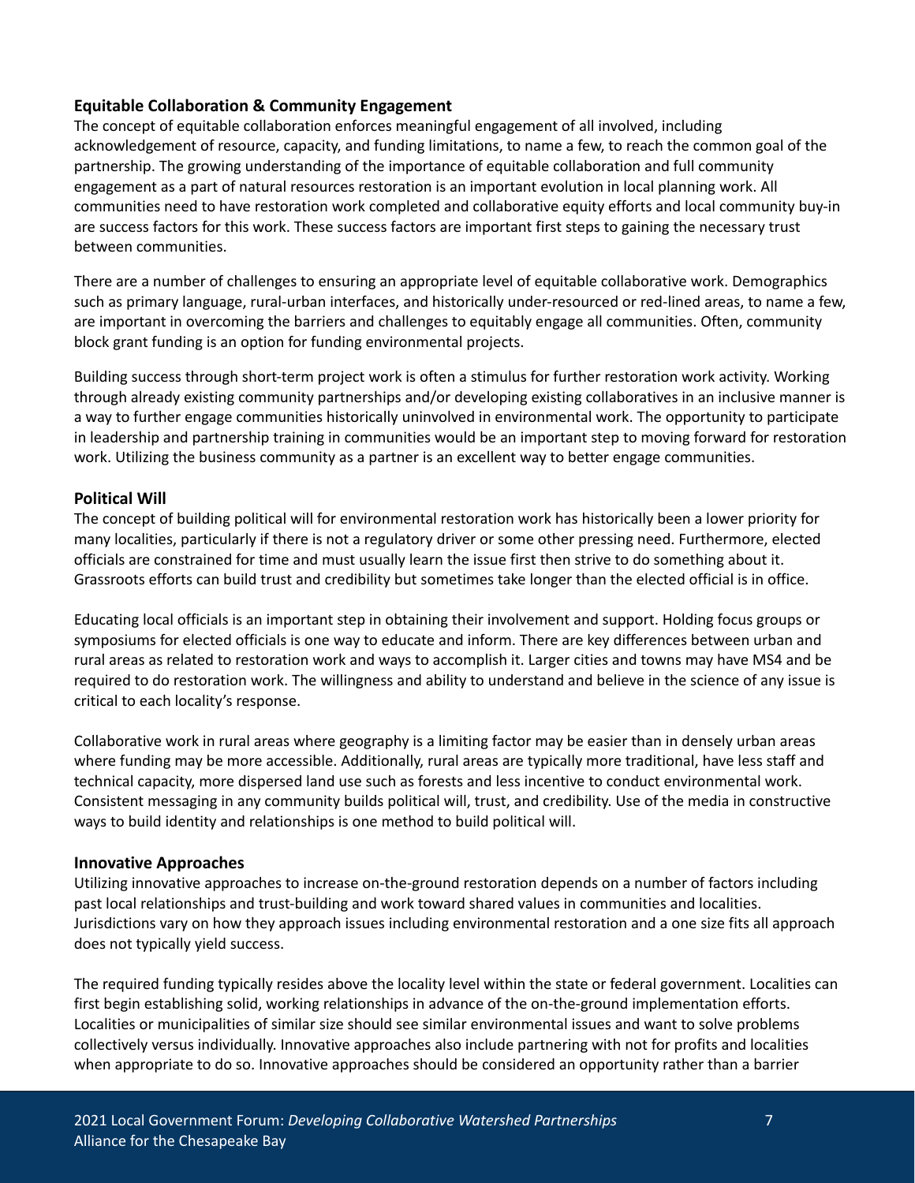**Equitable Collaboration & Community Engagement**

The concept of equitable collaboration enforces meaningful engagement of all involved, including acknowledgement of resource, capacity, and funding limitations, to name a few, to reach the common goal of the partnership. The growing understanding of the importance of equitable collaboration and full community engagement as a part of natural resources restoration is an important evolution in local planning work. All communities need to have restoration work completed and collaborative equity efforts and local community buy-in are success factors for this work. These success factors are important first steps to gaining the necessary trust between communities.

There are a number of challenges to ensuring an appropriate level of equitable collaborative work. Demographics such as primary language, rural-urban interfaces, and historically under-resourced or red-lined areas, to name a few, are important in overcoming the barriers and challenges to equitably engage all communities. Often, community block grant funding is an option for funding environmental projects.

Building success through short-term project work is often a stimulus for further restoration work activity. Working through already existing community partnerships and/or developing existing collaboratives in an inclusive manner is a way to further engage communities historically uninvolved in environmental work. The opportunity to participate in leadership and partnership training in communities would be an important step to moving forward for restoration work. Utilizing the business community as a partner is an excellent way to better engage communities.

**Political Will**

The concept of building political will for environmental restoration work has historically been a lower priority for many localities, particularly if there is not a regulatory driver or some other pressing need. Furthermore, elected officials are constrained for time and must usually learn the issue first then strive to do something about it. Grassroots efforts can build trust and credibility but sometimes take longer than the elected official is in office.

Educating local officials is an important step in obtaining their involvement and support. Holding focus groups or symposiums for elected officials is one way to educate and inform. There are key differences between urban and rural areas as related to restoration work and ways to accomplish it. Larger cities and towns may have MS4 and be required to do restoration work. The willingness and ability to understand and believe in the science of any issue is critical to each locality's response.

Collaborative work in rural areas where geography is a limiting factor may be easier than in densely urban areas where funding may be more accessible. Additionally, rural areas are typically more traditional, have less staff and technical capacity, more dispersed land use such as forests and less incentive to conduct environmental work. Consistent messaging in any community builds political will, trust, and credibility. Use of the media in constructive ways to build identity and relationships is one method to build political will.

**Innovative Approaches**

Utilizing innovative approaches to increase on-the-ground restoration depends on a number of factors including past local relationships and trust-building and work toward shared values in communities and localities. Jurisdictions vary on how they approach issues including environmental restoration and a one size fits all approach does not typically yield success.

The required funding typically resides above the locality level within the state or federal government. Localities can first begin establishing solid, working relationships in advance of the on-the-ground implementation efforts. Localities or municipalities of similar size should see similar environmental issues and want to solve problems collectively versus individually. Innovative approaches also include partnering with not for profits and localities when appropriate to do so. Innovative approaches should be considered an opportunity rather than a barrier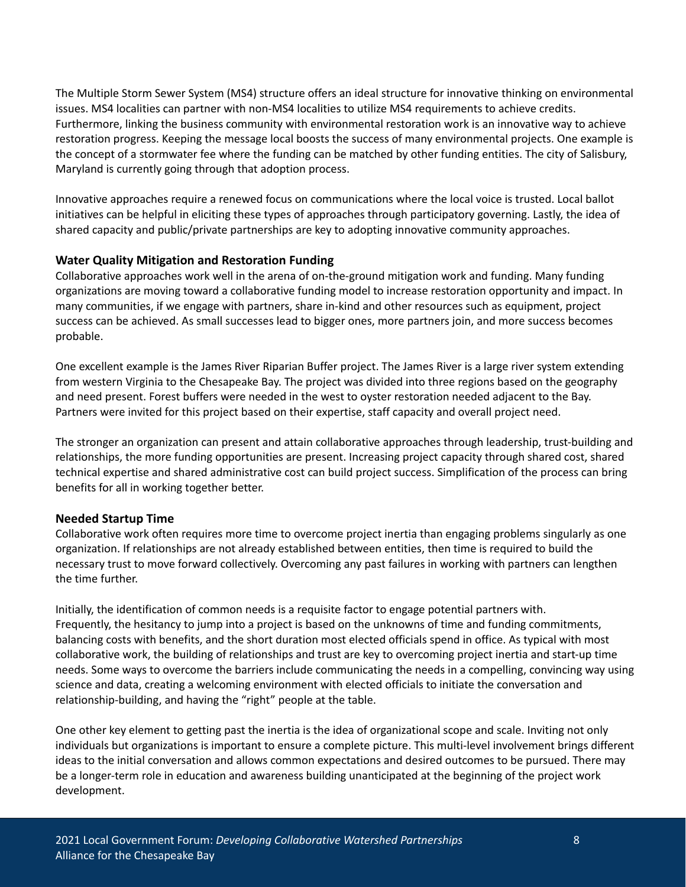The Multiple Storm Sewer System (MS4) structure offers an ideal structure for innovative thinking on environmental issues. MS4 localities can partner with non-MS4 localities to utilize MS4 requirements to achieve credits. Furthermore, linking the business community with environmental restoration work is an innovative way to achieve restoration progress. Keeping the message local boosts the success of many environmental projects. One example is the concept of a stormwater fee where the funding can be matched by other funding entities. The city of Salisbury, Maryland is currently going through that adoption process.

Innovative approaches require a renewed focus on communications where the local voice is trusted. Local ballot initiatives can be helpful in eliciting these types of approaches through participatory governing. Lastly, the idea of shared capacity and public/private partnerships are key to adopting innovative community approaches.

**Water Quality Mitigation and Restoration Funding**

Collaborative approaches work well in the arena of on-the-ground mitigation work and funding. Many funding organizations are moving toward a collaborative funding model to increase restoration opportunity and impact. In many communities, if we engage with partners, share in-kind and other resources such as equipment, project success can be achieved. As small successes lead to bigger ones, more partners join, and more success becomes probable.

One excellent example is the James River Riparian Buffer project. The James River is a large river system extending from western Virginia to the Chesapeake Bay. The project was divided into three regions based on the geography and need present. Forest buffers were needed in the west to oyster restoration needed adjacent to the Bay. Partners were invited for this project based on their expertise, staff capacity and overall project need.

The stronger an organization can present and attain collaborative approaches through leadership, trust-building and relationships, the more funding opportunities are present. Increasing project capacity through shared cost, shared technical expertise and shared administrative cost can build project success. Simplification of the process can bring benefits for all in working together better.

**Needed Startup Time**

Collaborative work often requires more time to overcome project inertia than engaging problems singularly as one organization. If relationships are not already established between entities, then time is required to build the necessary trust to move forward collectively. Overcoming any past failures in working with partners can lengthen the time further.

Initially, the identification of common needs is a requisite factor to engage potential partners with. Frequently, the hesitancy to jump into a project is based on the unknowns of time and funding commitments, balancing costs with benefits, and the short duration most elected officials spend in office. As typical with most collaborative work, the building of relationships and trust are key to overcoming project inertia and start-up time needs. Some ways to overcome the barriers include communicating the needs in a compelling, convincing way using science and data, creating a welcoming environment with elected officials to initiate the conversation and relationship-building, and having the "right" people at the table.

One other key element to getting past the inertia is the idea of organizational scope and scale. Inviting not only individuals but organizations is important to ensure a complete picture. This multi-level involvement brings different ideas to the initial conversation and allows common expectations and desired outcomes to be pursued. There may be a longer-term role in education and awareness building unanticipated at the beginning of the project work development.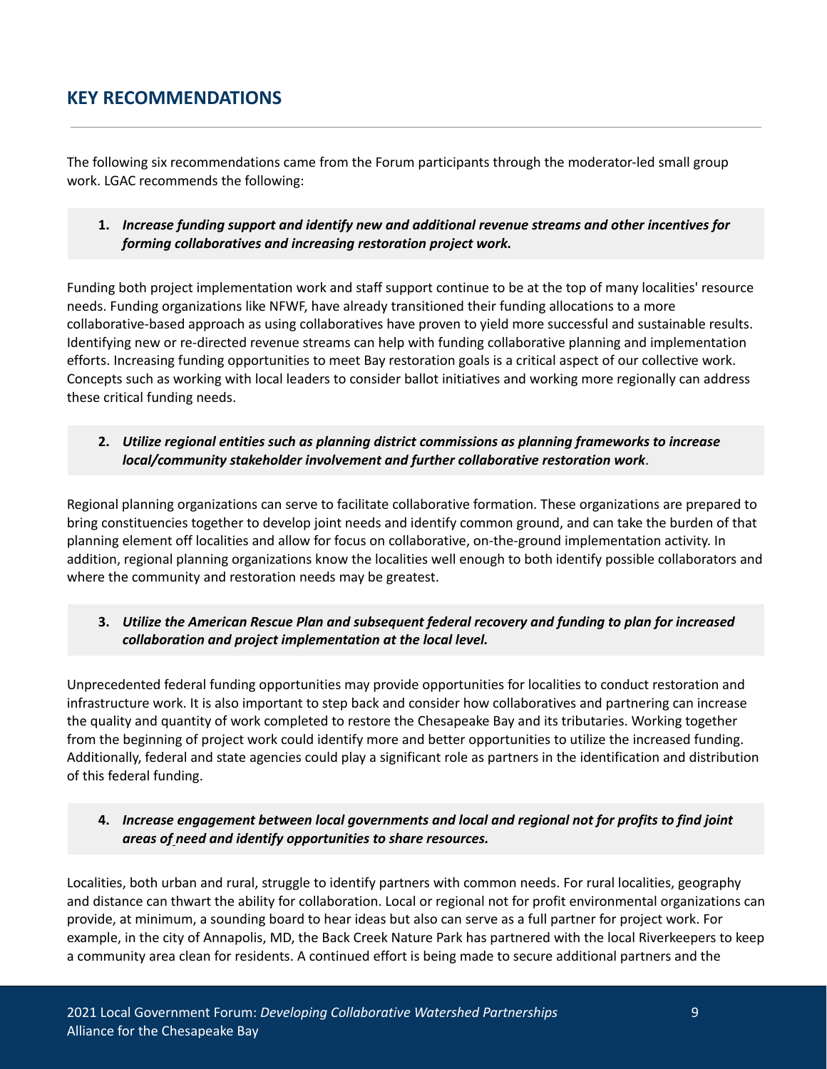## KEY RECOMMENDATIONS

The following six recommendations came from the Forum participants through the moderator-led small group work. LGAC recommends the following:

1. ***Increase funding support and identify new and additional revenue streams and other incentives for forming collaboratives and increasing restoration project work.***

Funding both project implementation work and staff support continue to be at the top of many localities' resource needs. Funding organizations like NFWF, have already transitioned their funding allocations to a more collaborative-based approach as using collaboratives have proven to yield more successful and sustainable results. Identifying new or re-directed revenue streams can help with funding collaborative planning and implementation efforts. Increasing funding opportunities to meet Bay restoration goals is a critical aspect of our collective work. Concepts such as working with local leaders to consider ballot initiatives and working more regionally can address these critical funding needs.

2. ***Utilize regional entities such as planning district commissions as planning frameworks to increase local/community stakeholder involvement and further collaborative restoration work*.**

Regional planning organizations can serve to facilitate collaborative formation. These organizations are prepared to bring constituencies together to develop joint needs and identify common ground, and can take the burden of that planning element off localities and allow for focus on collaborative, on-the-ground implementation activity. In addition, regional planning organizations know the localities well enough to both identify possible collaborators and where the community and restoration needs may be greatest.

3. ***Utilize the American Rescue Plan and subsequent federal recovery and funding to plan for increased collaboration and project implementation at the local level.***

Unprecedented federal funding opportunities may provide opportunities for localities to conduct restoration and infrastructure work. It is also important to step back and consider how collaboratives and partnering can increase the quality and quantity of work completed to restore the Chesapeake Bay and its tributaries. Working together from the beginning of project work could identify more and better opportunities to utilize the increased funding. Additionally, federal and state agencies could play a significant role as partners in the identification and distribution of this federal funding.

4. ***Increase engagement between local governments and local and regional not for profits to find joint areas of need and identify opportunities to share resources.***

Localities, both urban and rural, struggle to identify partners with common needs. For rural localities, geography and distance can thwart the ability for collaboration. Local or regional not for profit environmental organizations can provide, at minimum, a sounding board to hear ideas but also can serve as a full partner for project work. For example, in the city of Annapolis, MD, the Back Creek Nature Park has partnered with the local Riverkeepers to keep a community area clean for residents. A continued effort is being made to secure additional partners and the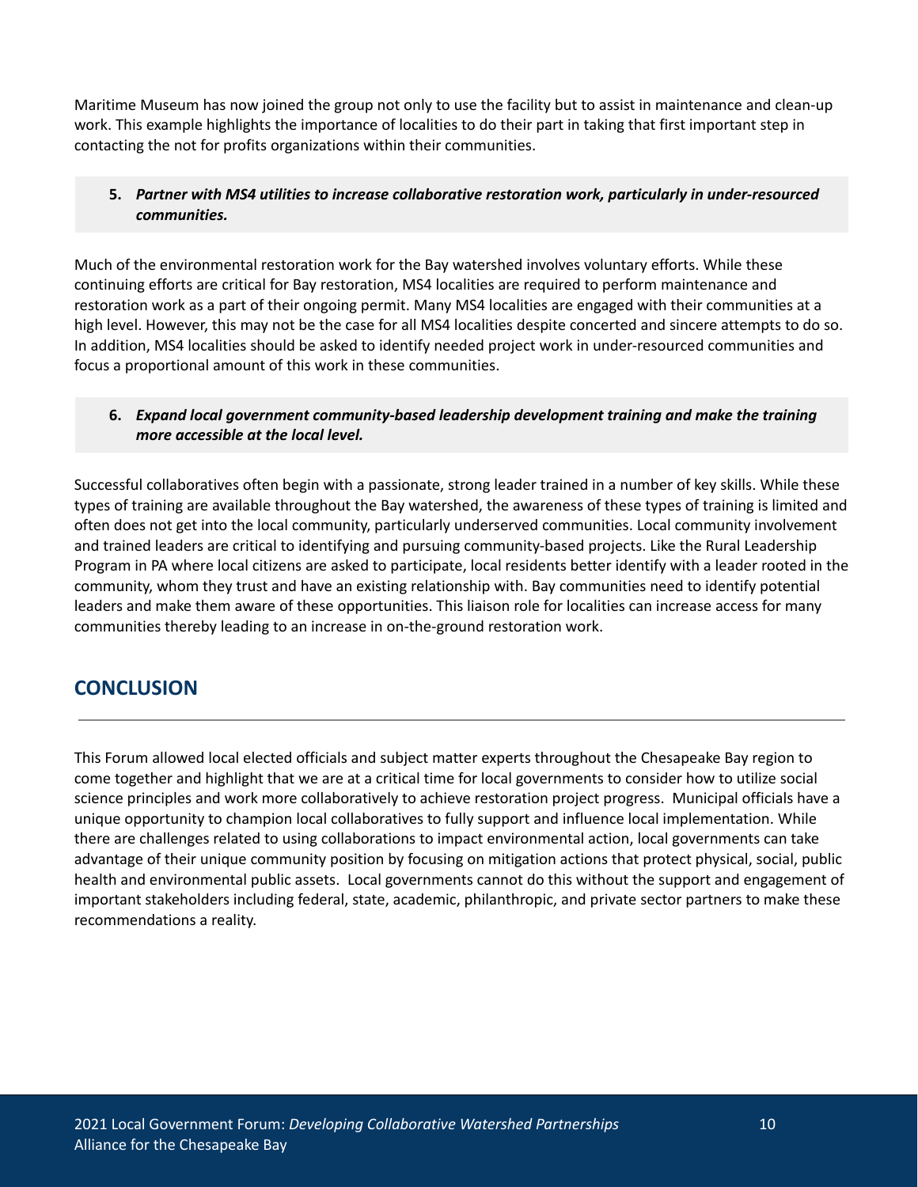Maritime Museum has now joined the group not only to use the facility but to assist in maintenance and clean-up work. This example highlights the importance of localities to do their part in taking that first important step in contacting the not for profits organizations within their communities.

5. ***Partner with MS4 utilities to increase collaborative restoration work, particularly in under-resourced communities.***

Much of the environmental restoration work for the Bay watershed involves voluntary efforts. While these continuing efforts are critical for Bay restoration, MS4 localities are required to perform maintenance and restoration work as a part of their ongoing permit. Many MS4 localities are engaged with their communities at a high level. However, this may not be the case for all MS4 localities despite concerted and sincere attempts to do so. In addition, MS4 localities should be asked to identify needed project work in under-resourced communities and focus a proportional amount of this work in these communities.

6. ***Expand local government community-based leadership development training and make the training more accessible at the local level.***

Successful collaboratives often begin with a passionate, strong leader trained in a number of key skills. While these types of training are available throughout the Bay watershed, the awareness of these types of training is limited and often does not get into the local community, particularly underserved communities. Local community involvement and trained leaders are critical to identifying and pursuing community-based projects. Like the Rural Leadership Program in PA where local citizens are asked to participate, local residents better identify with a leader rooted in the community, whom they trust and have an existing relationship with. Bay communities need to identify potential leaders and make them aware of these opportunities. This liaison role for localities can increase access for many communities thereby leading to an increase in on-the-ground restoration work.

## CONCLUSION

This Forum allowed local elected officials and subject matter experts throughout the Chesapeake Bay region to come together and highlight that we are at a critical time for local governments to consider how to utilize social science principles and work more collaboratively to achieve restoration project progress. Municipal officials have a unique opportunity to champion local collaboratives to fully support and influence local implementation. While there are challenges related to using collaborations to impact environmental action, local governments can take advantage of their unique community position by focusing on mitigation actions that protect physical, social, public health and environmental public assets. Local governments cannot do this without the support and engagement of important stakeholders including federal, state, academic, philanthropic, and private sector partners to make these recommendations a reality.